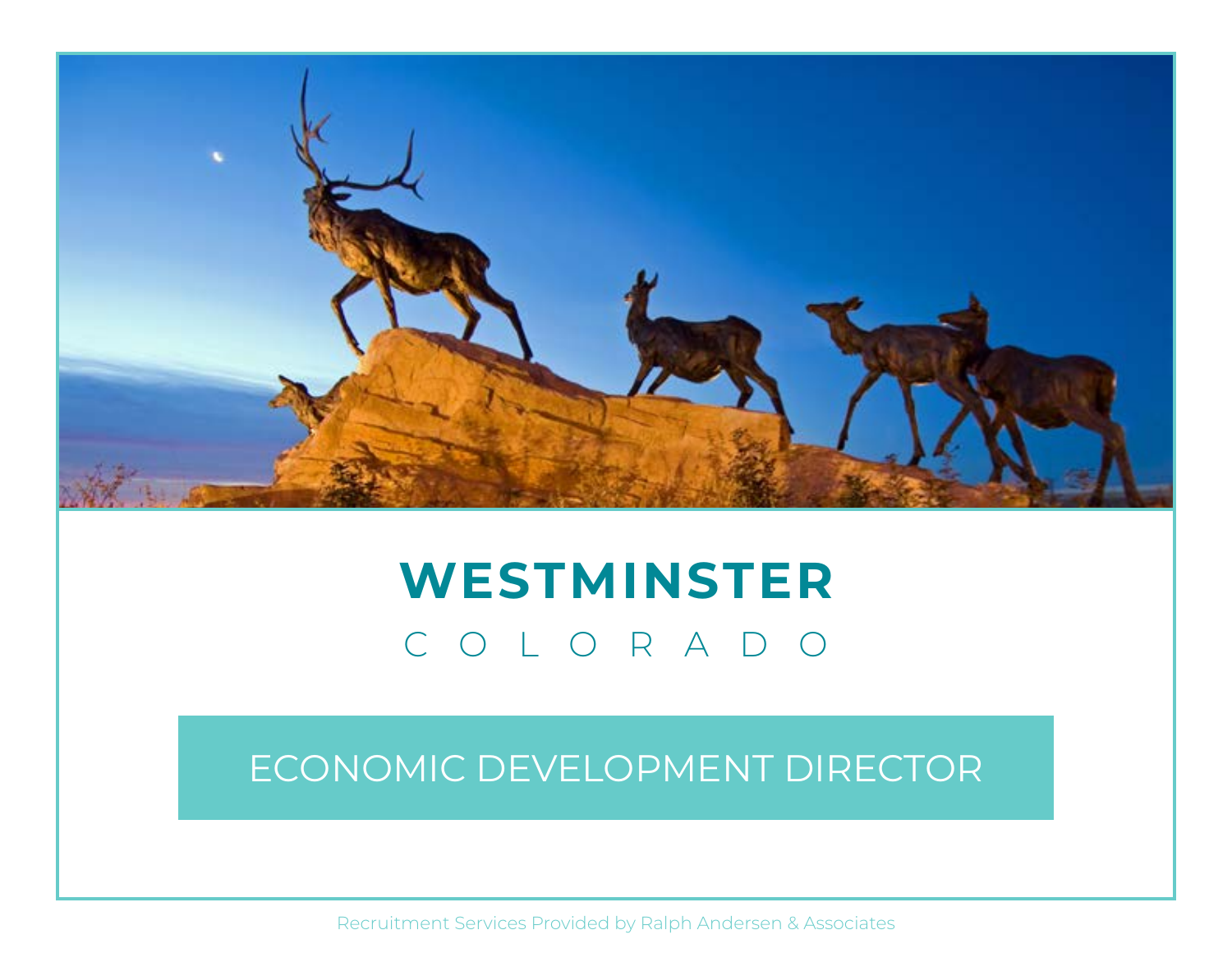# WESTMINSTER

COLORADO

## ECONOMIC DEVELOPMENT DIRECTOR

Recruitment Services Provided by Ralph Andersen & Associates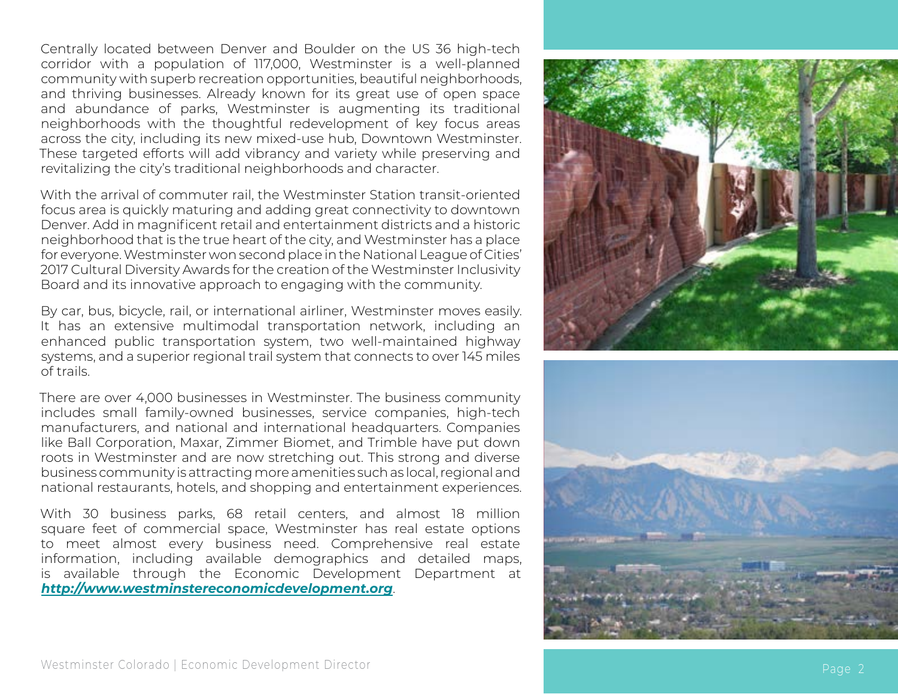Centrally located between Denver and Boulder on the US 36 high-tech corridor with a population of 117,000, Westminster is a well-planned community with superb recreation opportunities, beautiful neighborhoods, and thriving businesses. Already known for its great use of open space and abundance of parks, Westminster is augmenting its traditional neighborhoods with the thoughtful redevelopment of key focus areas across the city, including its new mixed-use hub, Downtown Westminster. These targeted efforts will add vibrancy and variety while preserving and revitalizing the city's traditional neighborhoods and character.

With the arrival of commuter rail, the Westminster Station transit-oriented focus area is quickly maturing and adding great connectivity to downtown Denver. Add in magnificent retail and entertainment districts and a historic neighborhood that is the true heart of the city, and Westminster has a place for everyone. Westminster won second place in the National League of Cities' 2017 Cultural Diversity Awards for the creation of the Westminster Inclusivity Board and its innovative approach to engaging with the community.

By car, bus, bicycle, rail, or international airliner, Westminster moves easily. It has an extensive multimodal transportation network, including an enhanced public transportation system, two well-maintained highway systems, and a superior regional trail system that connects to over 145 miles of trails.

There are over 4,000 businesses in Westminster. The business community includes small family-owned businesses, service companies, high-tech manufacturers, and national and international headquarters. Companies like Ball Corporation, Maxar, Zimmer Biomet, and Trimble have put down roots in Westminster and are now stretching out. This strong and diverse business community is attracting more amenities such as local, regional and national restaurants, hotels, and shopping and entertainment experiences.

With 30 business parks, 68 retail centers, and almost 18 million square feet of commercial space, Westminster has real estate options to meet almost every business need. Comprehensive real estate information, including available demographics and detailed maps, is available through the Economic Development Department at ***http://www.westminstereconomicdevelopment.org***.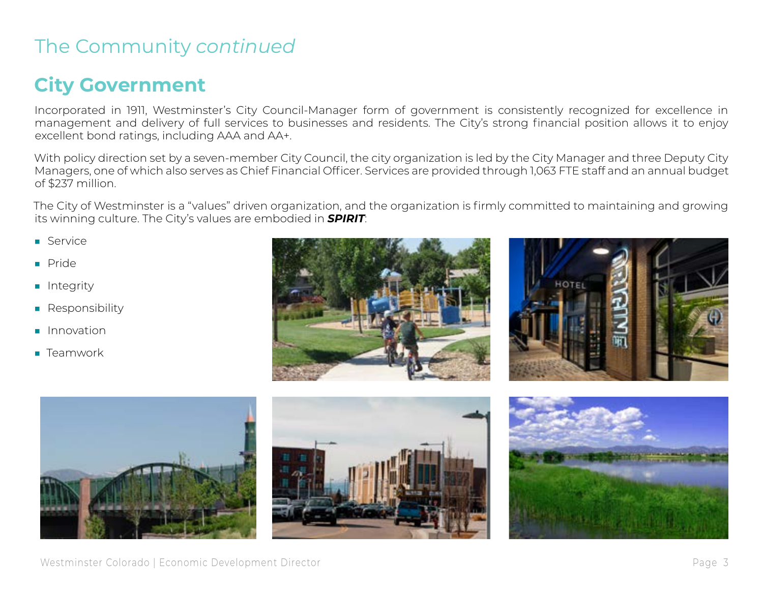# The Community *continued*

## City Government

Incorporated in 1911, Westminster's City Council-Manager form of government is consistently recognized for excellence in management and delivery of full services to businesses and residents. The City's strong financial position allows it to enjoy excellent bond ratings, including AAA and AA+.

With policy direction set by a seven-member City Council, the city organization is led by the City Manager and three Deputy City Managers, one of which also serves as Chief Financial Officer. Services are provided through 1,063 FTE staff and an annual budget of $237 million.

The City of Westminster is a "values" driven organization, and the organization is firmly committed to maintaining and growing its winning culture. The City's values are embodied in ***SPIRIT***:

- Service
- Pride
- Integrity
- Responsibility
- Innovation
- Teamwork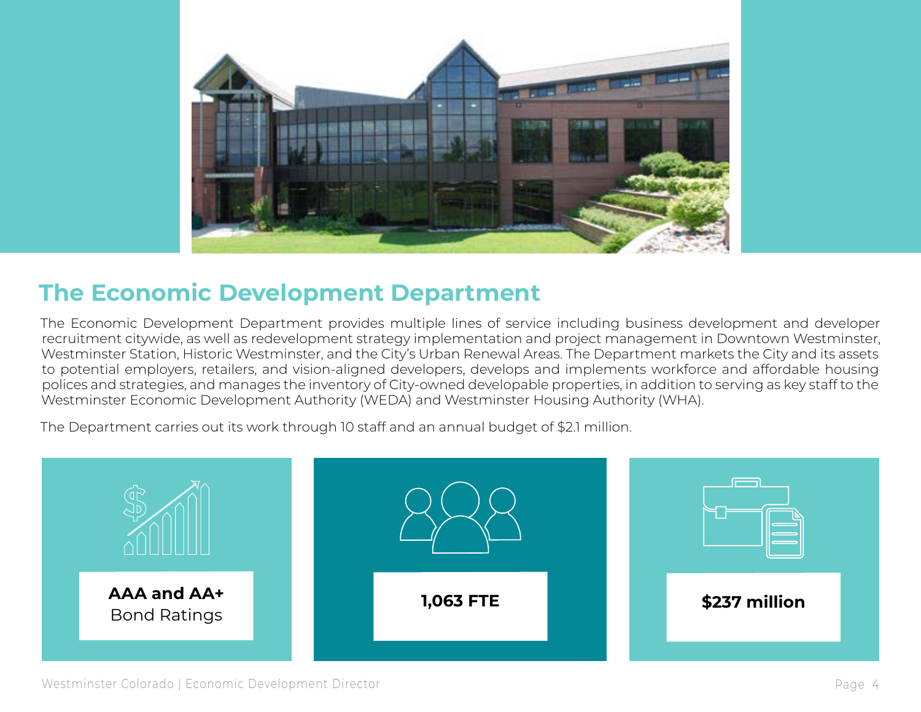## The Economic Development Department

The Economic Development Department provides multiple lines of service including business development and developer recruitment citywide, as well as redevelopment strategy implementation and project management in Downtown Westminster, Westminster Station, Historic Westminster, and the City's Urban Renewal Areas. The Department markets the City and its assets to potential employers, retailers, and vision-aligned developers, develops and implements workforce and affordable housing polices and strategies, and manages the inventory of City-owned developable properties, in addition to serving as key staff to the Westminster Economic Development Authority (WEDA) and Westminster Housing Authority (WHA).

The Department carries out its work through 10 staff and an annual budget of $2.1 million.

**AAA and AA+**
Bond Ratings

**1,063 FTE**

**$237 million**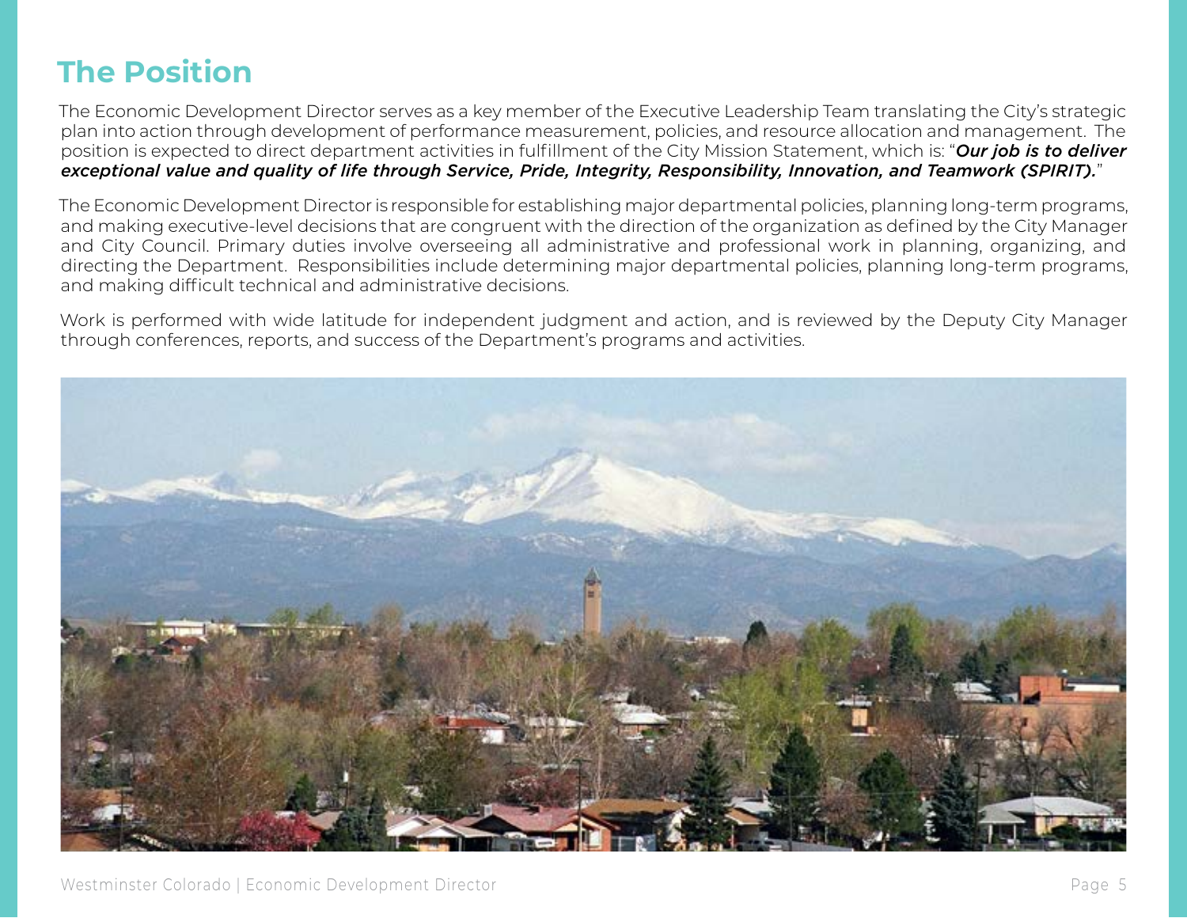# The Position

The Economic Development Director serves as a key member of the Executive Leadership Team translating the City's strategic plan into action through development of performance measurement, policies, and resource allocation and management. The position is expected to direct department activities in fulfillment of the City Mission Statement, which is: "***Our job is to deliver exceptional value and quality of life through Service, Pride, Integrity, Responsibility, Innovation, and Teamwork (SPIRIT).***"

The Economic Development Director is responsible for establishing major departmental policies, planning long-term programs, and making executive-level decisions that are congruent with the direction of the organization as defined by the City Manager and City Council. Primary duties involve overseeing all administrative and professional work in planning, organizing, and directing the Department. Responsibilities include determining major departmental policies, planning long-term programs, and making difficult technical and administrative decisions.

Work is performed with wide latitude for independent judgment and action, and is reviewed by the Deputy City Manager through conferences, reports, and success of the Department's programs and activities.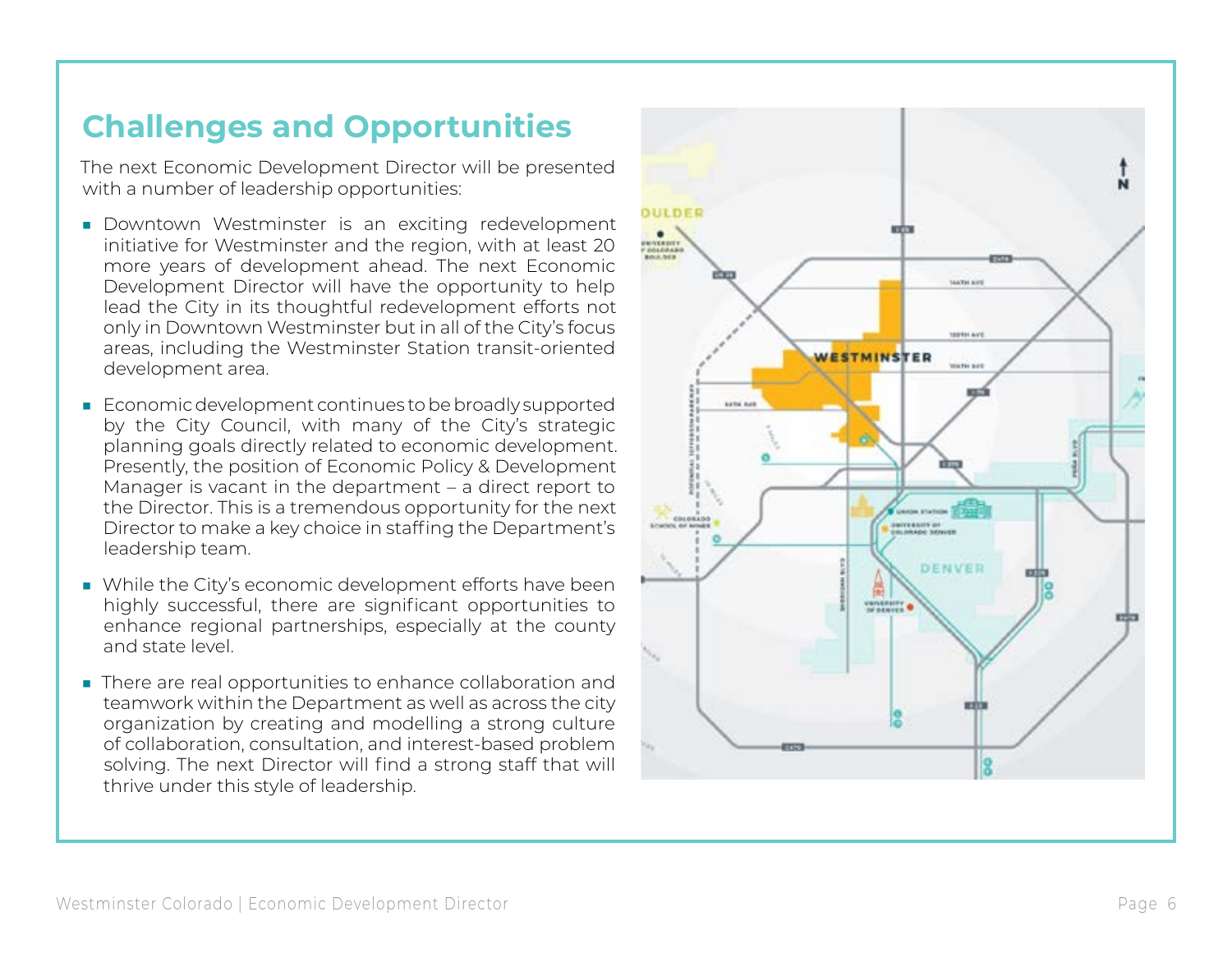## Challenges and Opportunities

The next Economic Development Director will be presented with a number of leadership opportunities:

- Downtown Westminster is an exciting redevelopment initiative for Westminster and the region, with at least 20 more years of development ahead. The next Economic Development Director will have the opportunity to help lead the City in its thoughtful redevelopment efforts not only in Downtown Westminster but in all of the City's focus areas, including the Westminster Station transit-oriented development area.
- Economic development continues to be broadly supported by the City Council, with many of the City's strategic planning goals directly related to economic development. Presently, the position of Economic Policy & Development Manager is vacant in the department – a direct report to the Director. This is a tremendous opportunity for the next Director to make a key choice in staffing the Department's leadership team.
- While the City's economic development efforts have been highly successful, there are significant opportunities to enhance regional partnerships, especially at the county and state level.
- There are real opportunities to enhance collaboration and teamwork within the Department as well as across the city organization by creating and modelling a strong culture of collaboration, consultation, and interest-based problem solving. The next Director will find a strong staff that will thrive under this style of leadership.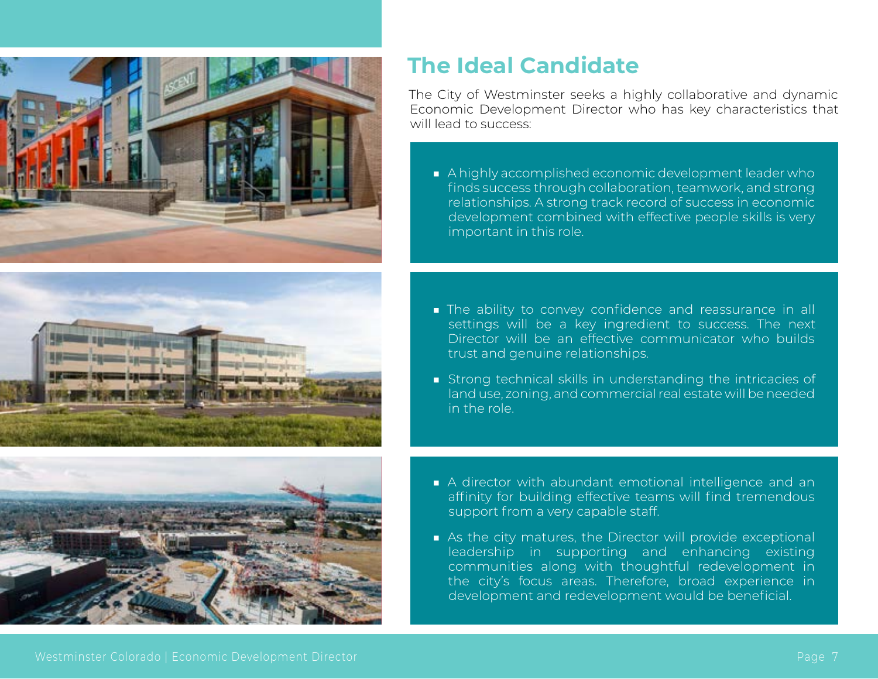## The Ideal Candidate

The City of Westminster seeks a highly collaborative and dynamic Economic Development Director who has key characteristics that will lead to success:

- A highly accomplished economic development leader who finds success through collaboration, teamwork, and strong relationships. A strong track record of success in economic development combined with effective people skills is very important in this role.

- The ability to convey confidence and reassurance in all settings will be a key ingredient to success. The next Director will be an effective communicator who builds trust and genuine relationships.
- Strong technical skills in understanding the intricacies of land use, zoning, and commercial real estate will be needed in the role.

- A director with abundant emotional intelligence and an affinity for building effective teams will find tremendous support from a very capable staff.
- As the city matures, the Director will provide exceptional leadership in supporting and enhancing existing communities along with thoughtful redevelopment in the city's focus areas. Therefore, broad experience in development and redevelopment would be beneficial.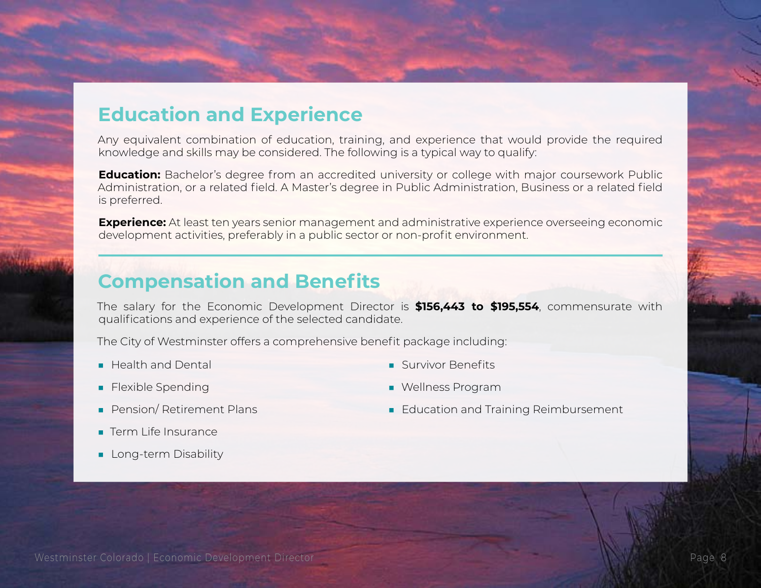## Education and Experience

Any equivalent combination of education, training, and experience that would provide the required knowledge and skills may be considered. The following is a typical way to qualify:

**Education:** Bachelor's degree from an accredited university or college with major coursework Public Administration, or a related field. A Master's degree in Public Administration, Business or a related field is preferred.

**Experience:** At least ten years senior management and administrative experience overseeing economic development activities, preferably in a public sector or non-profit environment.

## Compensation and Benefits

The salary for the Economic Development Director is **$156,443 to $195,554**, commensurate with qualifications and experience of the selected candidate.

The City of Westminster offers a comprehensive benefit package including:

- Health and Dental
- Flexible Spending
- Pension/ Retirement Plans
- Term Life Insurance
- Long-term Disability
- Survivor Benefits
- Wellness Program
- Education and Training Reimbursement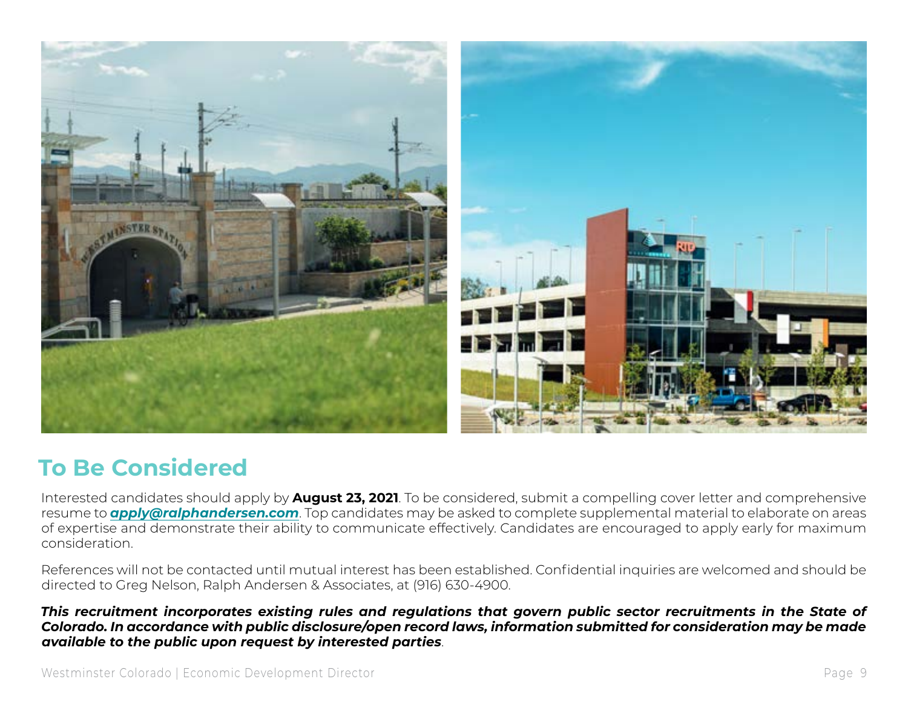## To Be Considered

Interested candidates should apply by **August 23, 2021**. To be considered, submit a compelling cover letter and comprehensive resume to ***apply@ralphandersen.com***. Top candidates may be asked to complete supplemental material to elaborate on areas of expertise and demonstrate their ability to communicate effectively. Candidates are encouraged to apply early for maximum consideration.

References will not be contacted until mutual interest has been established. Confidential inquiries are welcomed and should be directed to Greg Nelson, Ralph Andersen & Associates, at (916) 630-4900.

***This recruitment incorporates existing rules and regulations that govern public sector recruitments in the State of Colorado. In accordance with public disclosure/open record laws, information submitted for consideration may be made available to the public upon request by interested parties***.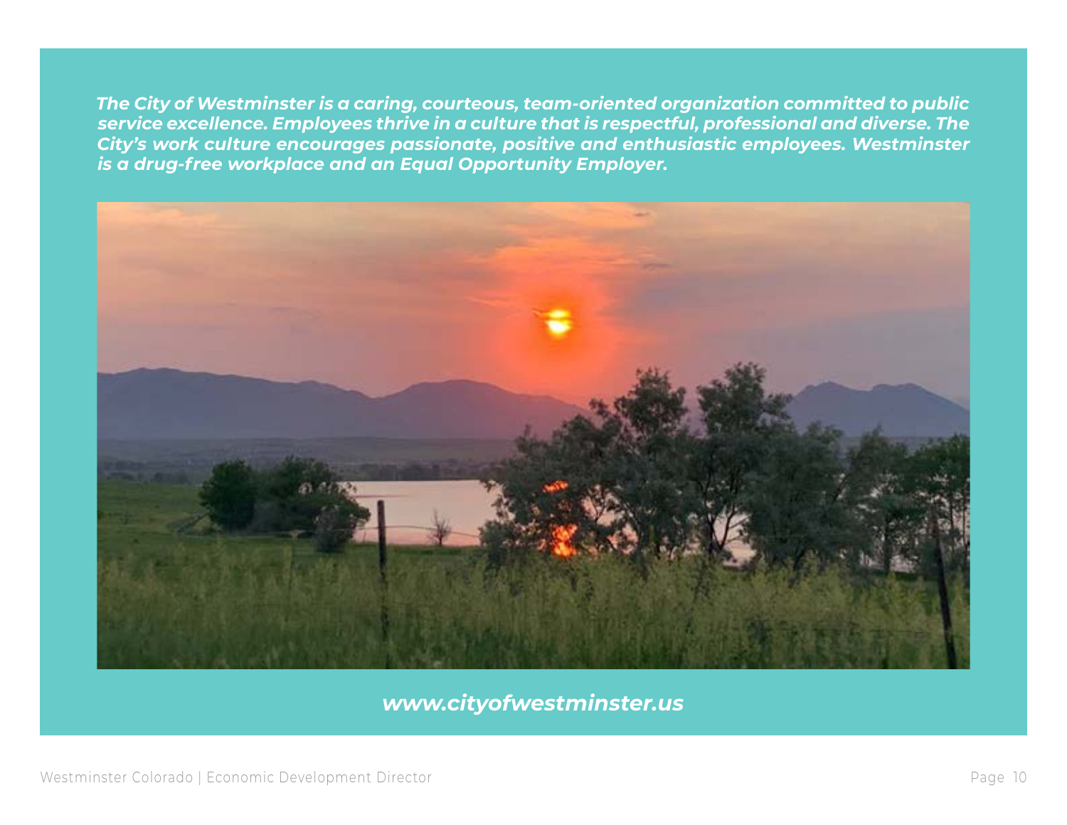***The City of Westminster is a caring, courteous, team-oriented organization committed to public service excellence. Employees thrive in a culture that is respectful, professional and diverse. The City's work culture encourages passionate, positive and enthusiastic employees. Westminster is a drug-free workplace and an Equal Opportunity Employer.***

***www.cityofwestminster.us***